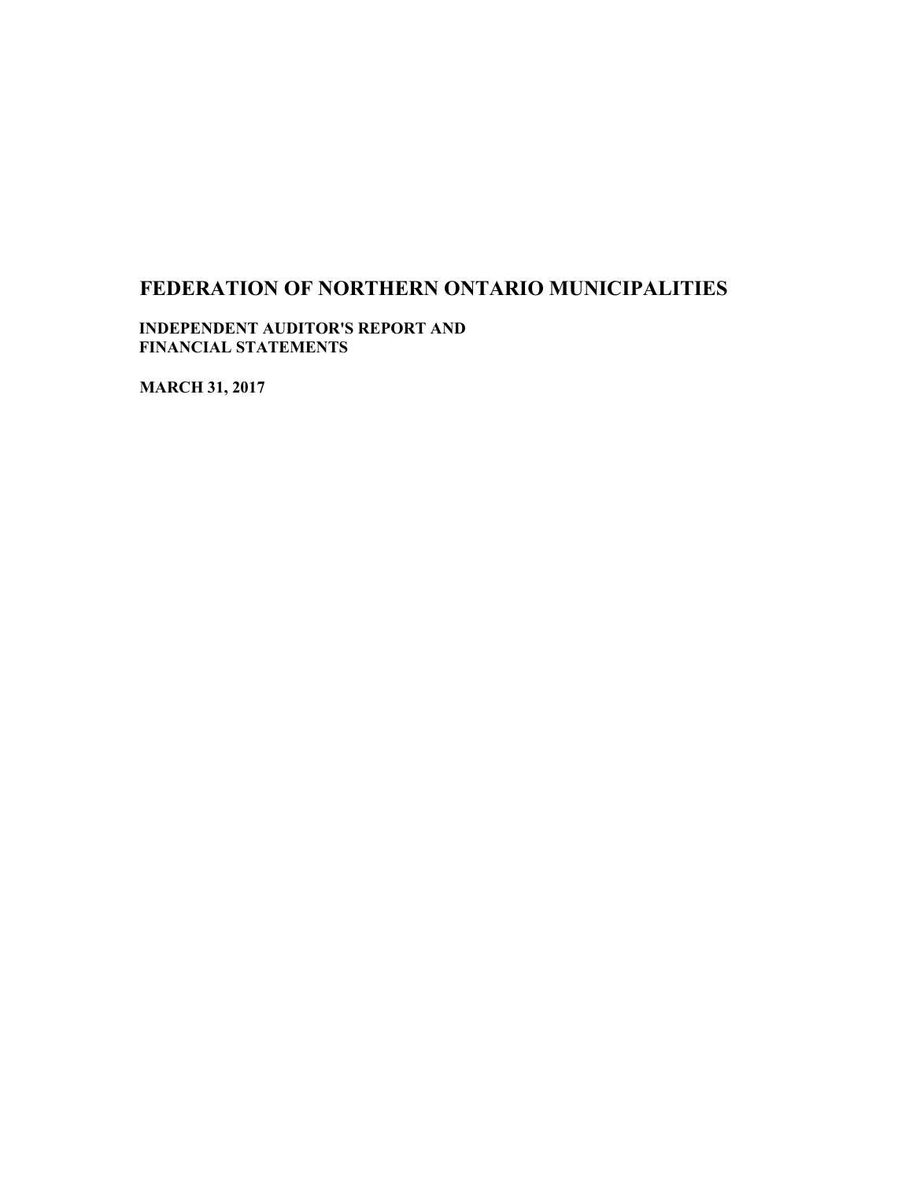# FEDERATION OF NORTHERN ONTARIO MUNICIPALITIES

**INDEPENDENT AUDITOR'S REPORT AND**
**FINANCIAL STATEMENTS**

**MARCH 31, 2017**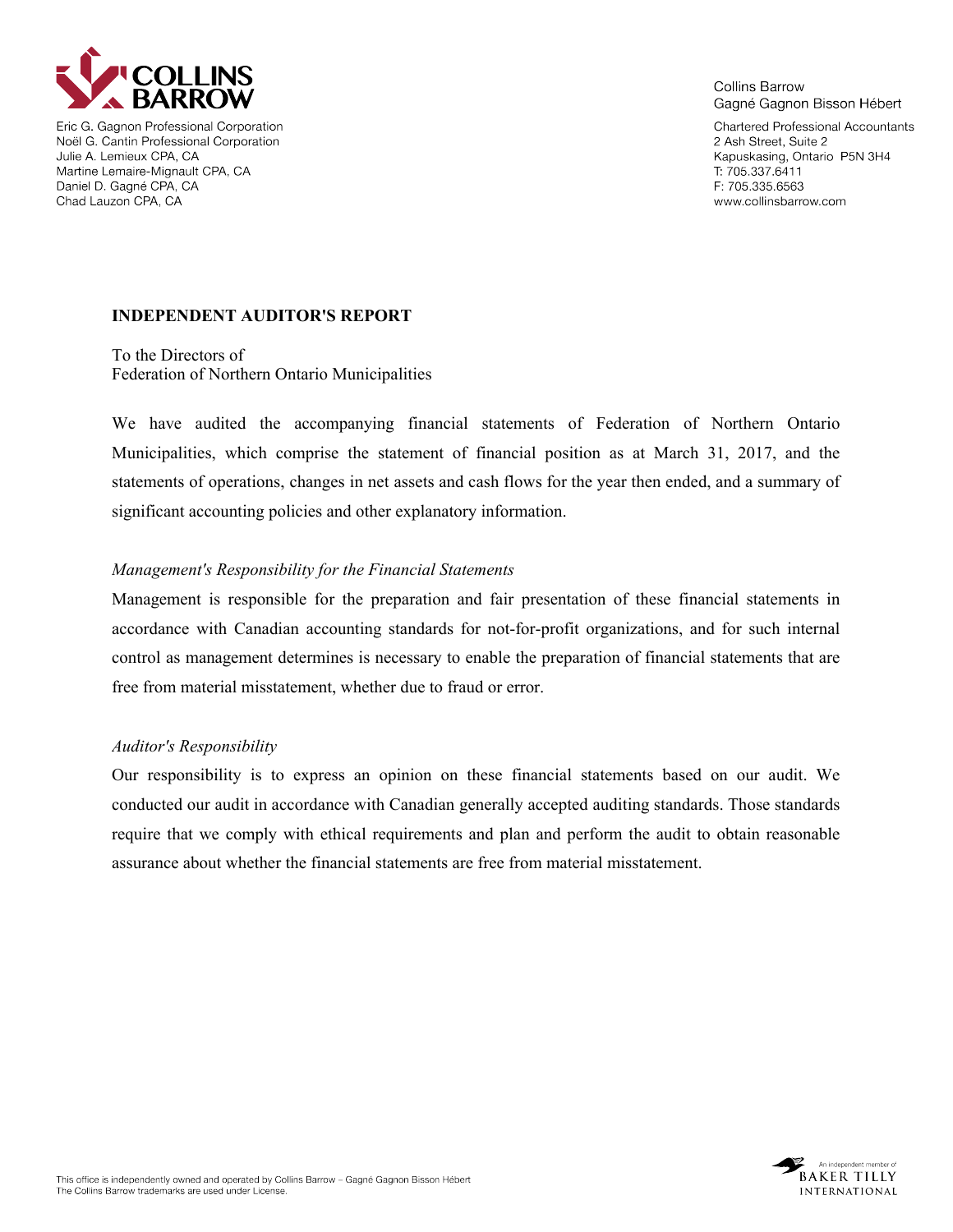COLLINS BARROW

Eric G. Gagnon Professional Corporation
Noël G. Cantin Professional Corporation
Julie A. Lemieux CPA, CA
Martine Lemaire-Mignault CPA, CA
Daniel D. Gagné CPA, CA
Chad Lauzon CPA, CA

Collins Barrow
Gagné Gagnon Bisson Hébert

Chartered Professional Accountants
2 Ash Street, Suite 2
Kapuskasing, Ontario P5N 3H4
T: 705.337.6411
F: 705.335.6563
www.collinsbarrow.com

## INDEPENDENT AUDITOR'S REPORT

To the Directors of
Federation of Northern Ontario Municipalities

We have audited the accompanying financial statements of Federation of Northern Ontario Municipalities, which comprise the statement of financial position as at March 31, 2017, and the statements of operations, changes in net assets and cash flows for the year then ended, and a summary of significant accounting policies and other explanatory information.

*Management's Responsibility for the Financial Statements*

Management is responsible for the preparation and fair presentation of these financial statements in accordance with Canadian accounting standards for not-for-profit organizations, and for such internal control as management determines is necessary to enable the preparation of financial statements that are free from material misstatement, whether due to fraud or error.

*Auditor's Responsibility*

Our responsibility is to express an opinion on these financial statements based on our audit. We conducted our audit in accordance with Canadian generally accepted auditing standards. Those standards require that we comply with ethical requirements and plan and perform the audit to obtain reasonable assurance about whether the financial statements are free from material misstatement.

This office is independently owned and operated by Collins Barrow – Gagné Gagnon Bisson Hébert
The Collins Barrow trademarks are used under License.

An independent member of BAKER TILLY INTERNATIONAL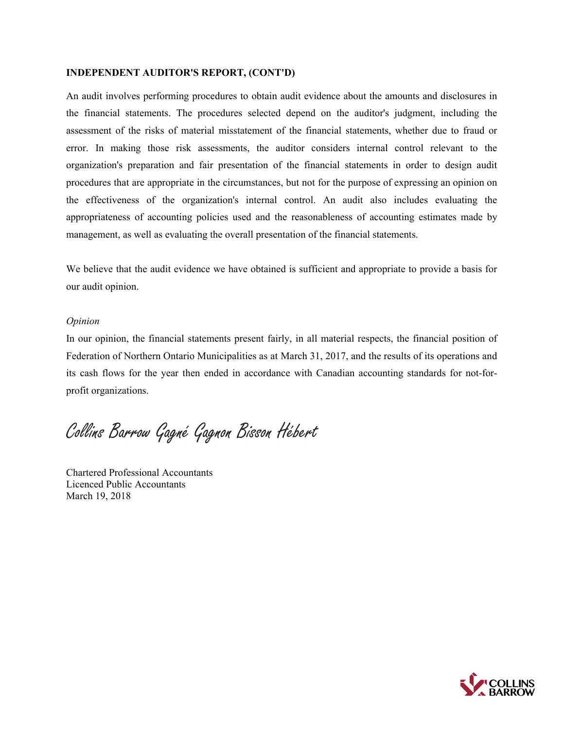**INDEPENDENT AUDITOR'S REPORT, (CONT'D)**

An audit involves performing procedures to obtain audit evidence about the amounts and disclosures in the financial statements. The procedures selected depend on the auditor's judgment, including the assessment of the risks of material misstatement of the financial statements, whether due to fraud or error. In making those risk assessments, the auditor considers internal control relevant to the organization's preparation and fair presentation of the financial statements in order to design audit procedures that are appropriate in the circumstances, but not for the purpose of expressing an opinion on the effectiveness of the organization's internal control. An audit also includes evaluating the appropriateness of accounting policies used and the reasonableness of accounting estimates made by management, as well as evaluating the overall presentation of the financial statements.

We believe that the audit evidence we have obtained is sufficient and appropriate to provide a basis for our audit opinion.

*Opinion*

In our opinion, the financial statements present fairly, in all material respects, the financial position of Federation of Northern Ontario Municipalities as at March 31, 2017, and the results of its operations and its cash flows for the year then ended in accordance with Canadian accounting standards for not-for-profit organizations.

Collins Barrow Gagné Gagnon Bisson Hébert

Chartered Professional Accountants
Licenced Public Accountants
March 19, 2018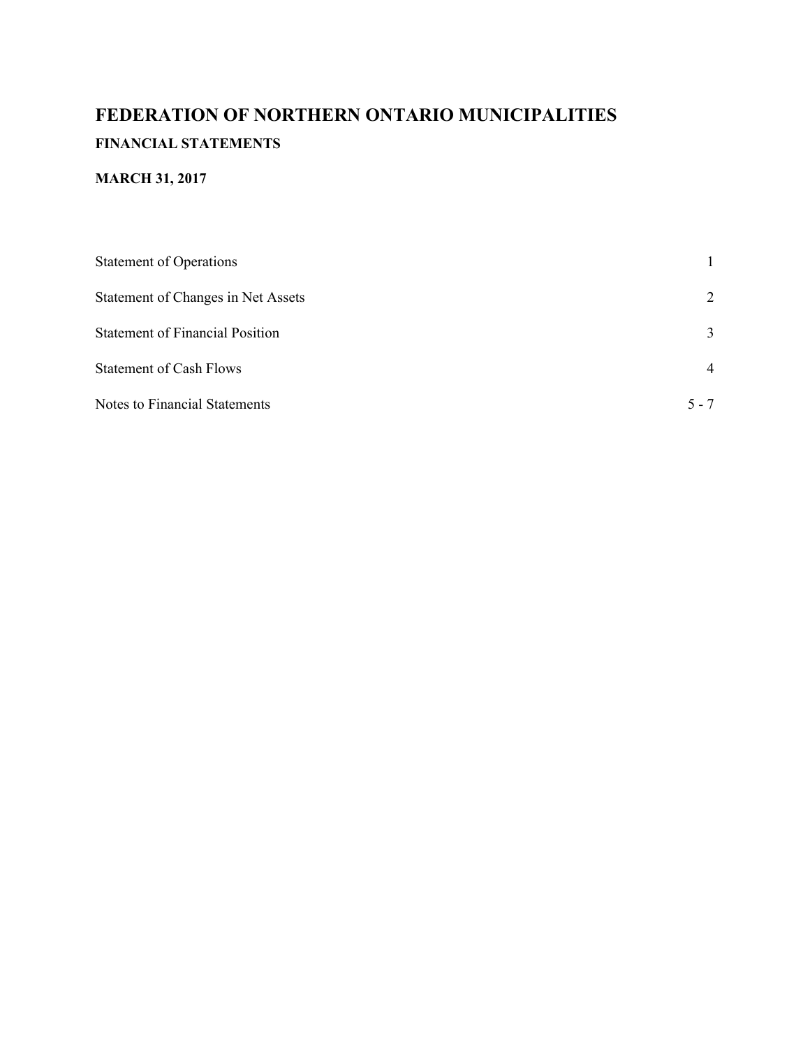# FEDERATION OF NORTHERN ONTARIO MUNICIPALITIES

## FINANCIAL STATEMENTS

### MARCH 31, 2017

| | |
|---|---|
| Statement of Operations | 1 |
| Statement of Changes in Net Assets | 2 |
| Statement of Financial Position | 3 |
| Statement of Cash Flows | 4 |
| Notes to Financial Statements | 5 - 7 |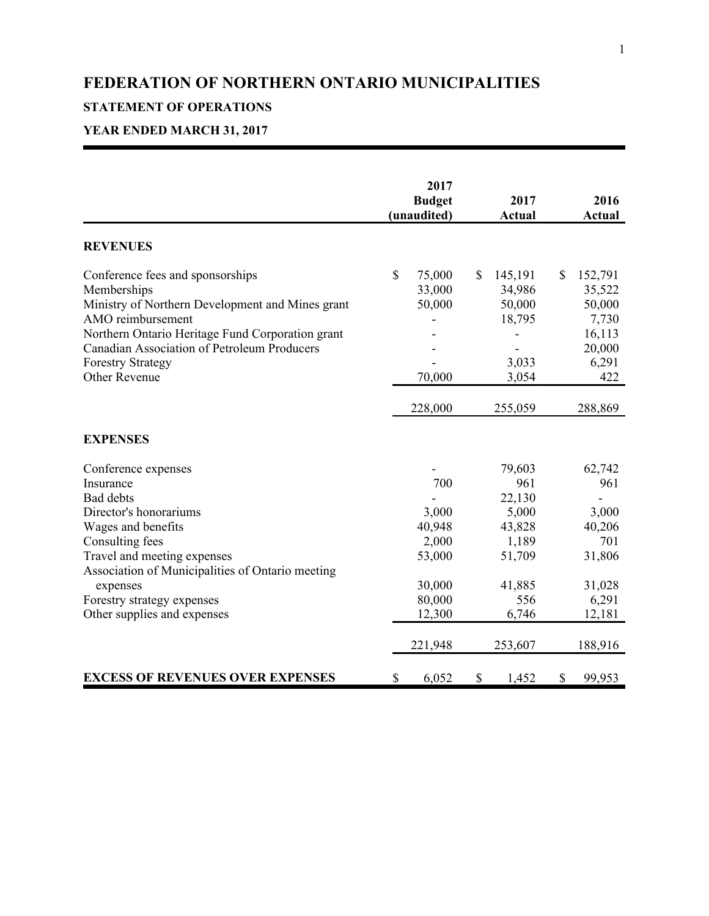# FEDERATION OF NORTHERN ONTARIO MUNICIPALITIES

## STATEMENT OF OPERATIONS

## YEAR ENDED MARCH 31, 2017

| | 2017 Budget (unaudited) | 2017 Actual | 2016 Actual |
|---|---|---|---|
| **REVENUES** | | | |
| Conference fees and sponsorships | $ 75,000 | $ 145,191 | $ 152,791 |
| Memberships | 33,000 | 34,986 | 35,522 |
| Ministry of Northern Development and Mines grant | 50,000 | 50,000 | 50,000 |
| AMO reimbursement | - | 18,795 | 7,730 |
| Northern Ontario Heritage Fund Corporation grant | - | - | 16,113 |
| Canadian Association of Petroleum Producers | - | - | 20,000 |
| Forestry Strategy | - | 3,033 | 6,291 |
| Other Revenue | 70,000 | 3,054 | 422 |
| | 228,000 | 255,059 | 288,869 |
| **EXPENSES** | | | |
| Conference expenses | - | 79,603 | 62,742 |
| Insurance | 700 | 961 | 961 |
| Bad debts | - | 22,130 | - |
| Director's honorariums | 3,000 | 5,000 | 3,000 |
| Wages and benefits | 40,948 | 43,828 | 40,206 |
| Consulting fees | 2,000 | 1,189 | 701 |
| Travel and meeting expenses | 53,000 | 51,709 | 31,806 |
| Association of Municipalities of Ontario meeting expenses | 30,000 | 41,885 | 31,028 |
| Forestry strategy expenses | 80,000 | 556 | 6,291 |
| Other supplies and expenses | 12,300 | 6,746 | 12,181 |
| | 221,948 | 253,607 | 188,916 |
| **EXCESS OF REVENUES OVER EXPENSES** | $ 6,052 | $ 1,452 | $ 99,953 |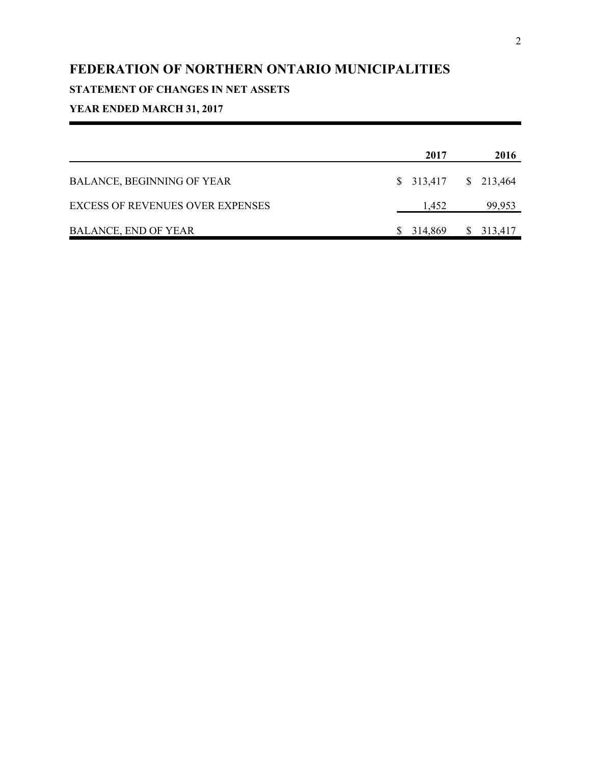# FEDERATION OF NORTHERN ONTARIO MUNICIPALITIES

### STATEMENT OF CHANGES IN NET ASSETS

### YEAR ENDED MARCH 31, 2017

| | 2017 | 2016 |
|---|---|---|
| BALANCE, BEGINNING OF YEAR | $ 313,417 | $ 213,464 |
| EXCESS OF REVENUES OVER EXPENSES | 1,452 | 99,953 |
| BALANCE, END OF YEAR | $ 314,869 | $ 313,417 |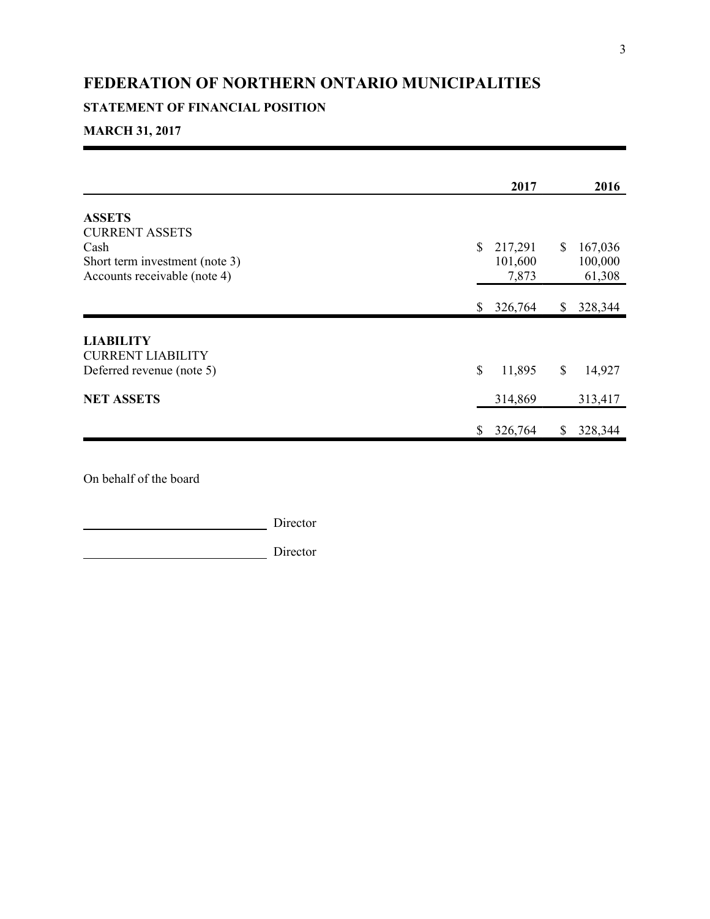# FEDERATION OF NORTHERN ONTARIO MUNICIPALITIES

## STATEMENT OF FINANCIAL POSITION

## MARCH 31, 2017

| | 2017 | 2016 |
|---|---|---|
| **ASSETS** | | |
| CURRENT ASSETS | | |
| Cash | $ 217,291 | $ 167,036 |
| Short term investment (note 3) | 101,600 | 100,000 |
| Accounts receivable (note 4) | 7,873 | 61,308 |
| | $ 326,764 | $ 328,344 |
| **LIABILITY** | | |
| CURRENT LIABILITY | | |
| Deferred revenue (note 5) | $ 11,895 | $ 14,927 |
| **NET ASSETS** | 314,869 | 313,417 |
| | $ 326,764 | $ 328,344 |

On behalf of the board

\_\_\_\_\_\_\_\_\_\_\_\_\_\_\_\_\_\_\_\_\_\_\_\_\_\_\_\_ Director

\_\_\_\_\_\_\_\_\_\_\_\_\_\_\_\_\_\_\_\_\_\_\_\_\_\_\_\_ Director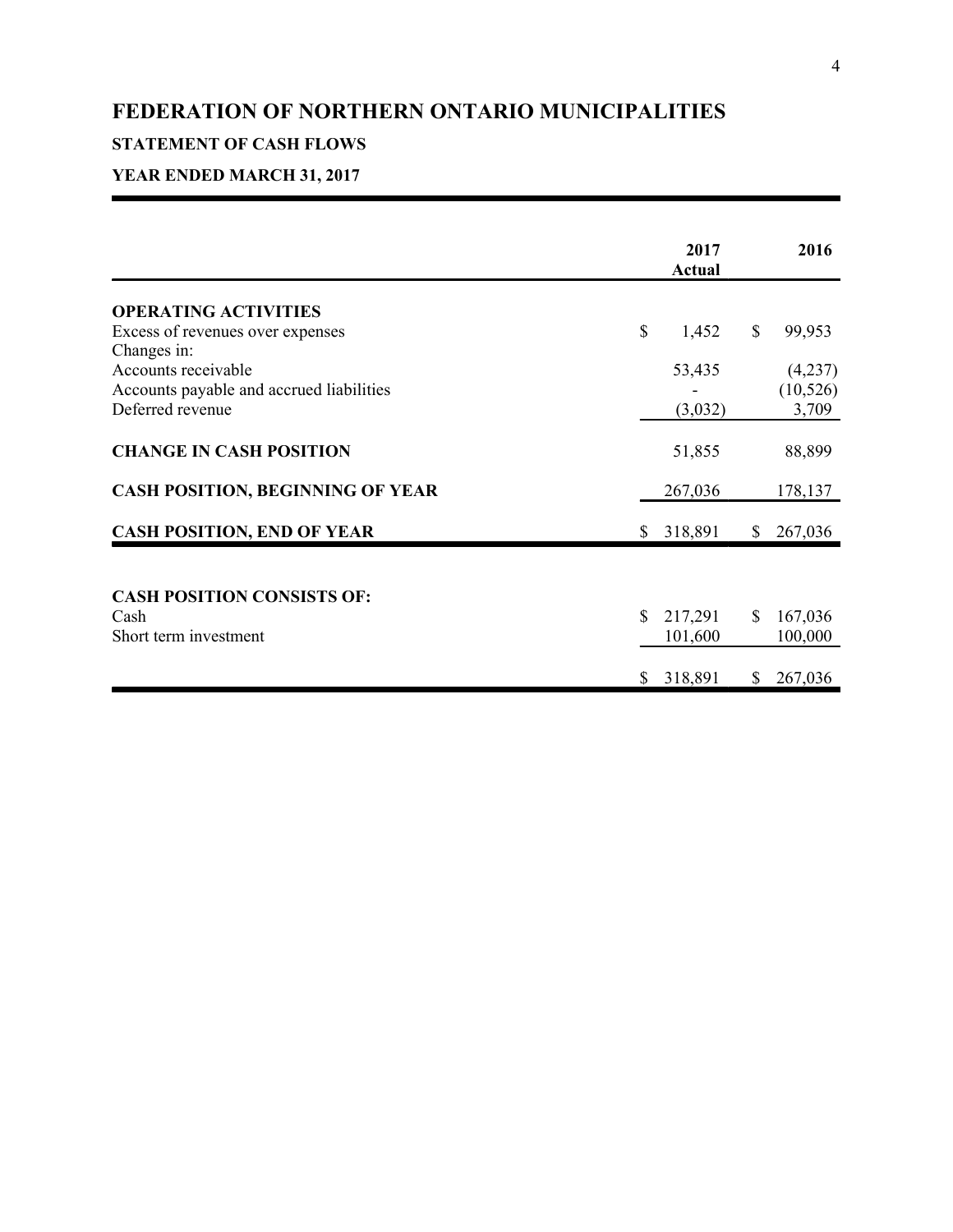# FEDERATION OF NORTHERN ONTARIO MUNICIPALITIES

## STATEMENT OF CASH FLOWS

## YEAR ENDED MARCH 31, 2017

| | 2017 Actual | 2016 |
|---|---|---|
| **OPERATING ACTIVITIES** | | |
| Excess of revenues over expenses | $ 1,452 | $ 99,953 |
| Changes in: | | |
| Accounts receivable | 53,435 | (4,237) |
| Accounts payable and accrued liabilities | - | (10,526) |
| Deferred revenue | (3,032) | 3,709 |
| **CHANGE IN CASH POSITION** | 51,855 | 88,899 |
| **CASH POSITION, BEGINNING OF YEAR** | 267,036 | 178,137 |
| **CASH POSITION, END OF YEAR** | $ 318,891 | $ 267,036 |

| | 2017 Actual | 2016 |
|---|---|---|
| **CASH POSITION CONSISTS OF:** | | |
| Cash | $ 217,291 | $ 167,036 |
| Short term investment | 101,600 | 100,000 |
| | $ 318,891 | $ 267,036 |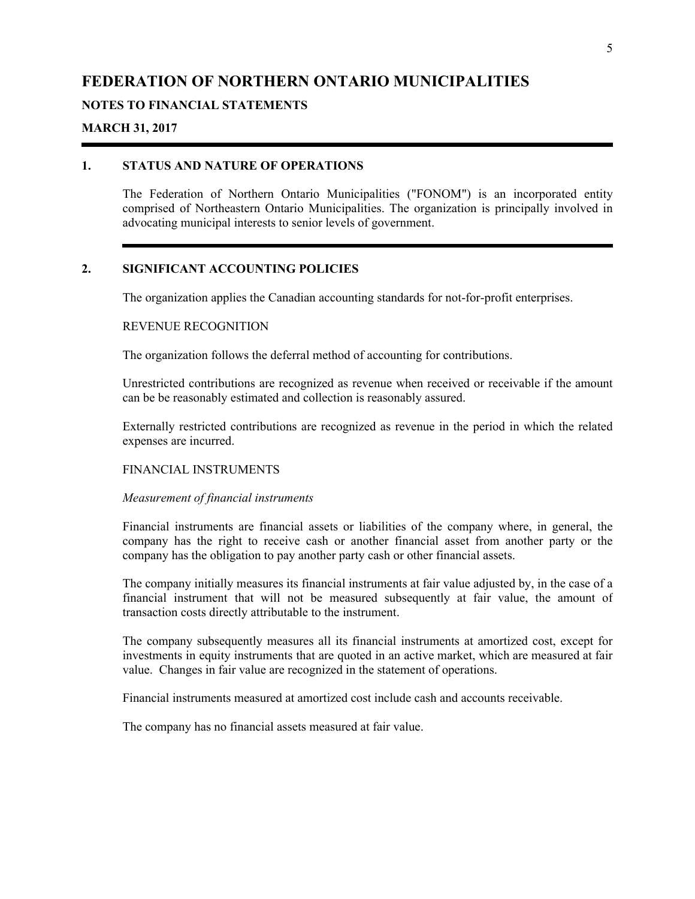# FEDERATION OF NORTHERN ONTARIO MUNICIPALITIES

**NOTES TO FINANCIAL STATEMENTS**

**MARCH 31, 2017**

## 1. STATUS AND NATURE OF OPERATIONS

The Federation of Northern Ontario Municipalities ("FONOM") is an incorporated entity comprised of Northeastern Ontario Municipalities. The organization is principally involved in advocating municipal interests to senior levels of government.

## 2. SIGNIFICANT ACCOUNTING POLICIES

The organization applies the Canadian accounting standards for not-for-profit enterprises.

REVENUE RECOGNITION

The organization follows the deferral method of accounting for contributions.

Unrestricted contributions are recognized as revenue when received or receivable if the amount can be be reasonably estimated and collection is reasonably assured.

Externally restricted contributions are recognized as revenue in the period in which the related expenses are incurred.

FINANCIAL INSTRUMENTS

*Measurement of financial instruments*

Financial instruments are financial assets or liabilities of the company where, in general, the company has the right to receive cash or another financial asset from another party or the company has the obligation to pay another party cash or other financial assets.

The company initially measures its financial instruments at fair value adjusted by, in the case of a financial instrument that will not be measured subsequently at fair value, the amount of transaction costs directly attributable to the instrument.

The company subsequently measures all its financial instruments at amortized cost, except for investments in equity instruments that are quoted in an active market, which are measured at fair value. Changes in fair value are recognized in the statement of operations.

Financial instruments measured at amortized cost include cash and accounts receivable.

The company has no financial assets measured at fair value.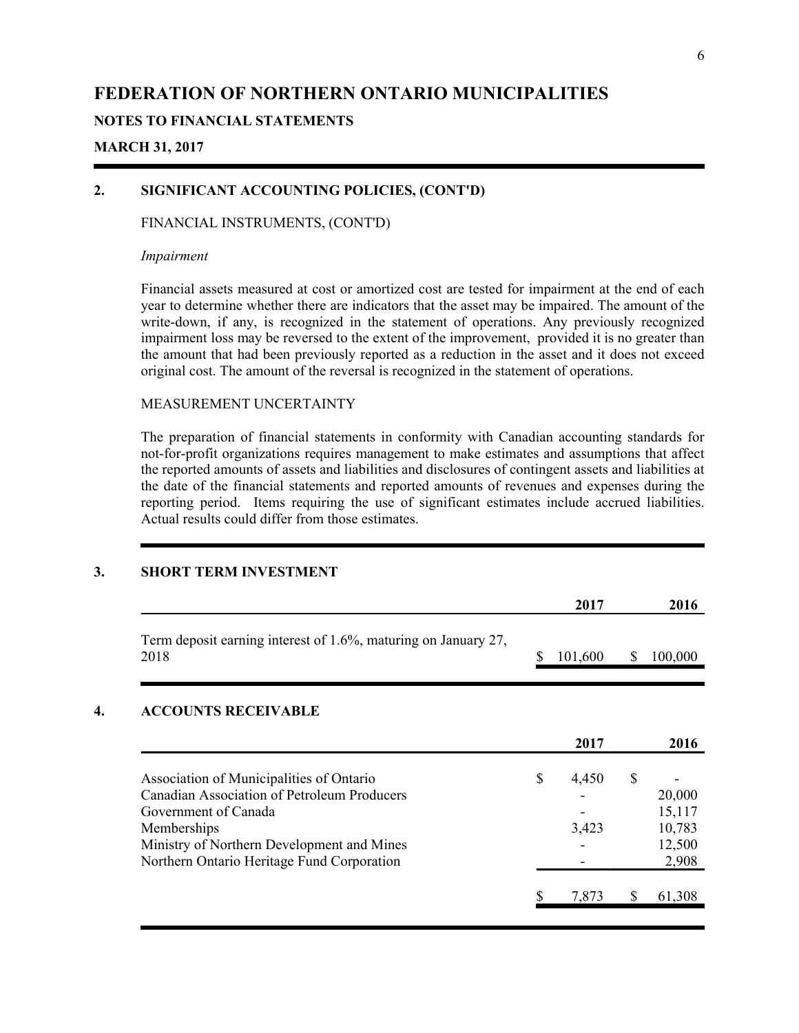# FEDERATION OF NORTHERN ONTARIO MUNICIPALITIES

**NOTES TO FINANCIAL STATEMENTS**

**MARCH 31, 2017**

## 2. SIGNIFICANT ACCOUNTING POLICIES, (CONT'D)

FINANCIAL INSTRUMENTS, (CONT'D)

*Impairment*

Financial assets measured at cost or amortized cost are tested for impairment at the end of each year to determine whether there are indicators that the asset may be impaired. The amount of the write-down, if any, is recognized in the statement of operations. Any previously recognized impairment loss may be reversed to the extent of the improvement, provided it is no greater than the amount that had been previously reported as a reduction in the asset and it does not exceed original cost. The amount of the reversal is recognized in the statement of operations.

MEASUREMENT UNCERTAINTY

The preparation of financial statements in conformity with Canadian accounting standards for not-for-profit organizations requires management to make estimates and assumptions that affect the reported amounts of assets and liabilities and disclosures of contingent assets and liabilities at the date of the financial statements and reported amounts of revenues and expenses during the reporting period. Items requiring the use of significant estimates include accrued liabilities. Actual results could differ from those estimates.

## 3. SHORT TERM INVESTMENT

| | 2017 | 2016 |
|---|---|---|
| Term deposit earning interest of 1.6%, maturing on January 27, 2018 | $ 101,600 | $ 100,000 |

## 4. ACCOUNTS RECEIVABLE

| | 2017 | 2016 |
|---|---|---|
| Association of Municipalities of Ontario | $ 4,450 | $ - |
| Canadian Association of Petroleum Producers | - | 20,000 |
| Government of Canada | - | 15,117 |
| Memberships | 3,423 | 10,783 |
| Ministry of Northern Development and Mines | - | 12,500 |
| Northern Ontario Heritage Fund Corporation | - | 2,908 |
| | $ 7,873 | $ 61,308 |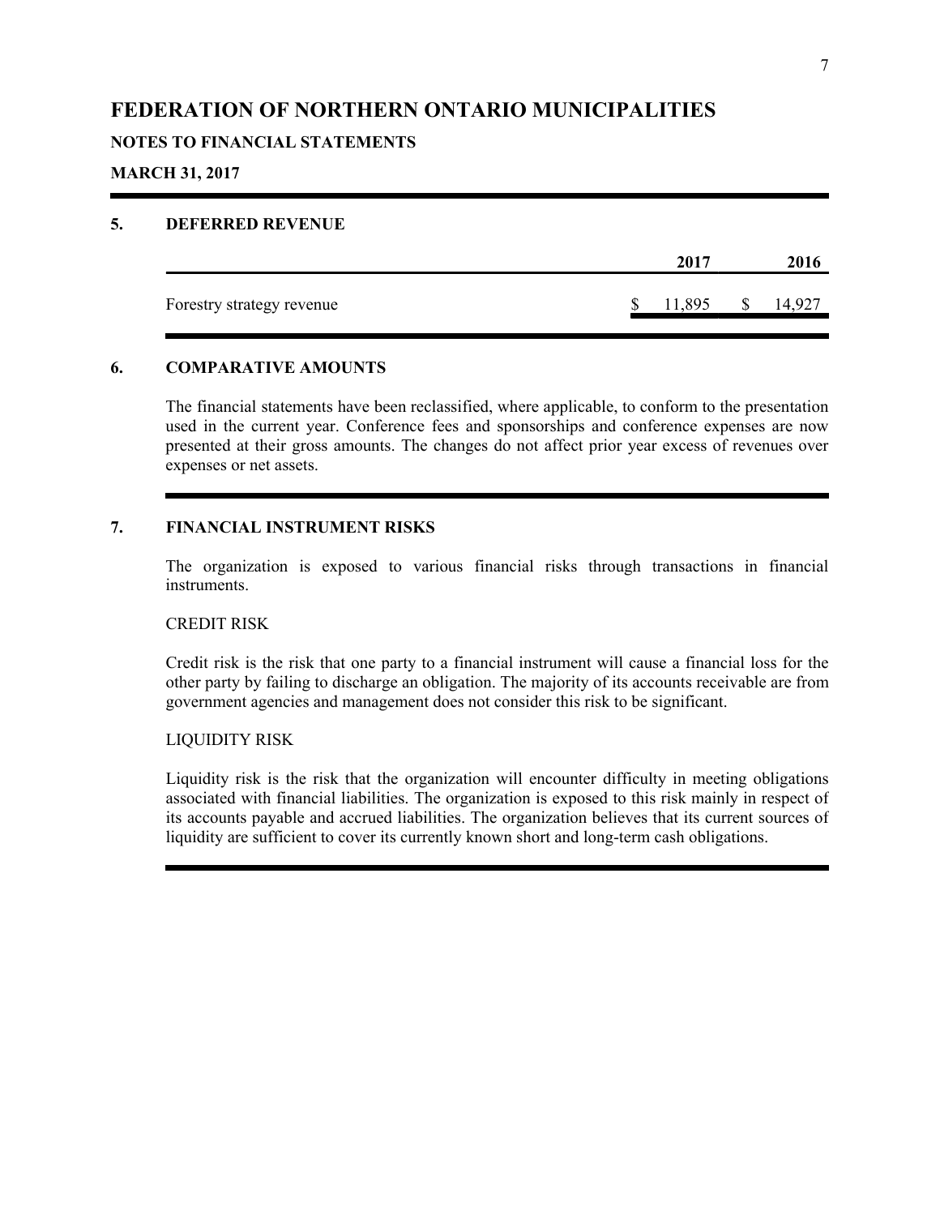# FEDERATION OF NORTHERN ONTARIO MUNICIPALITIES

**NOTES TO FINANCIAL STATEMENTS**

**MARCH 31, 2017**

## 5. DEFERRED REVENUE

| | 2017 | 2016 |
|---|---|---|
| Forestry strategy revenue | $ 11,895 | $ 14,927 |

## 6. COMPARATIVE AMOUNTS

The financial statements have been reclassified, where applicable, to conform to the presentation used in the current year. Conference fees and sponsorships and conference expenses are now presented at their gross amounts. The changes do not affect prior year excess of revenues over expenses or net assets.

## 7. FINANCIAL INSTRUMENT RISKS

The organization is exposed to various financial risks through transactions in financial instruments.

CREDIT RISK

Credit risk is the risk that one party to a financial instrument will cause a financial loss for the other party by failing to discharge an obligation. The majority of its accounts receivable are from government agencies and management does not consider this risk to be significant.

LIQUIDITY RISK

Liquidity risk is the risk that the organization will encounter difficulty in meeting obligations associated with financial liabilities. The organization is exposed to this risk mainly in respect of its accounts payable and accrued liabilities. The organization believes that its current sources of liquidity are sufficient to cover its currently known short and long-term cash obligations.